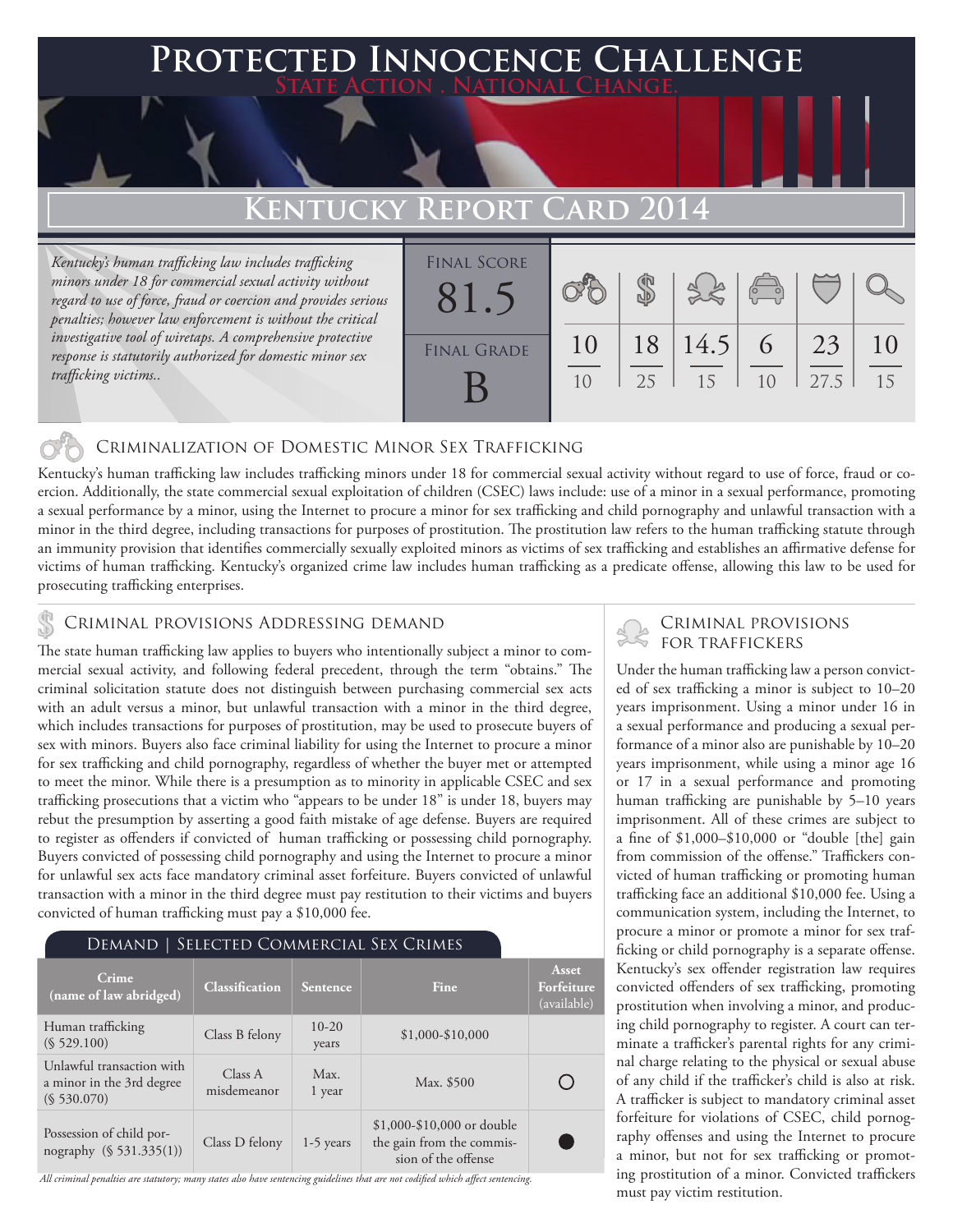# Protected Innocence Challenge

State Action . National Change.

## Kentucky Report Card 2014

*Kentucky's human trafficking law includes trafficking minors under 18 for commercial sexual activity without regard to use of force, fraud or coercion and provides serious penalties; however law enforcement is without the critical investigative tool of wiretaps. A comprehensive protective response is statutorily authorized for domestic minor sex trafficking victims..*

| Final Score | Final Grade |
|---|---|
| 81.5 | B |

| Criminalization | Demand | Traffickers | Facilitators | Protection | Investigation |
|---|---|---|---|---|---|
| 10/10 | 18/25 | 14.5/15 | 6/10 | 23/27.5 | 10/15 |

### Criminalization of Domestic Minor Sex Trafficking

Kentucky's human trafficking law includes trafficking minors under 18 for commercial sexual activity without regard to use of force, fraud or coercion. Additionally, the state commercial sexual exploitation of children (CSEC) laws include: use of a minor in a sexual performance, promoting a sexual performance by a minor, using the Internet to procure a minor for sex trafficking and child pornography and unlawful transaction with a minor in the third degree, including transactions for purposes of prostitution. The prostitution law refers to the human trafficking statute through an immunity provision that identifies commercially sexually exploited minors as victims of sex trafficking and establishes an affirmative defense for victims of human trafficking. Kentucky's organized crime law includes human trafficking as a predicate offense, allowing this law to be used for prosecuting trafficking enterprises.

### Criminal provisions Addressing demand

The state human trafficking law applies to buyers who intentionally subject a minor to commercial sexual activity, and following federal precedent, through the term "obtains." The criminal solicitation statute does not distinguish between purchasing commercial sex acts with an adult versus a minor, but unlawful transaction with a minor in the third degree, which includes transactions for purposes of prostitution, may be used to prosecute buyers of sex with minors. Buyers also face criminal liability for using the Internet to procure a minor for sex trafficking and child pornography, regardless of whether the buyer met or attempted to meet the minor. While there is a presumption as to minority in applicable CSEC and sex trafficking prosecutions that a victim who "appears to be under 18" is under 18, buyers may rebut the presumption by asserting a good faith mistake of age defense. Buyers are required to register as offenders if convicted of human trafficking or possessing child pornography. Buyers convicted of possessing child pornography and using the Internet to procure a minor for unlawful sex acts face mandatory criminal asset forfeiture. Buyers convicted of unlawful transaction with a minor in the third degree must pay restitution to their victims and buyers convicted of human trafficking must pay a $10,000 fee.

**Demand | Selected Commercial Sex Crimes**

| Crime (name of law abridged) | Classification | Sentence | Fine | Asset Forfeiture (available) |
|---|---|---|---|---|
| Human trafficking (§ 529.100) | Class B felony | 10-20 years | $1,000-$10,000 | |
| Unlawful transaction with a minor in the 3rd degree (§ 530.070) | Class A misdemeanor | Max. 1 year | Max. $500 | ○ |
| Possession of child pornography (§ 531.335(1)) | Class D felony | 1-5 years | $1,000-$10,000 or double the gain from the commission of the offense | ● |

*All criminal penalties are statutory; many states also have sentencing guidelines that are not codified which affect sentencing.*

### Criminal provisions for traffickers

Under the human trafficking law a person convicted of sex trafficking a minor is subject to 10–20 years imprisonment. Using a minor under 16 in a sexual performance and producing a sexual performance of a minor also are punishable by 10–20 years imprisonment, while using a minor age 16 or 17 in a sexual performance and promoting human trafficking are punishable by 5–10 years imprisonment. All of these crimes are subject to a fine of $1,000–$10,000 or "double [the] gain from commission of the offense." Traffickers convicted of human trafficking or promoting human trafficking face an additional $10,000 fee. Using a communication system, including the Internet, to procure a minor or promote a minor for sex trafficking or child pornography is a separate offense. Kentucky's sex offender registration law requires convicted offenders of sex trafficking, promoting prostitution when involving a minor, and producing child pornography to register. A court can terminate a trafficker's parental rights for any criminal charge relating to the physical or sexual abuse of any child if the trafficker's child is also at risk. A trafficker is subject to mandatory criminal asset forfeiture for violations of CSEC, child pornography offenses and using the Internet to procure a minor, but not for sex trafficking or promoting prostitution of a minor. Convicted traffickers must pay victim restitution.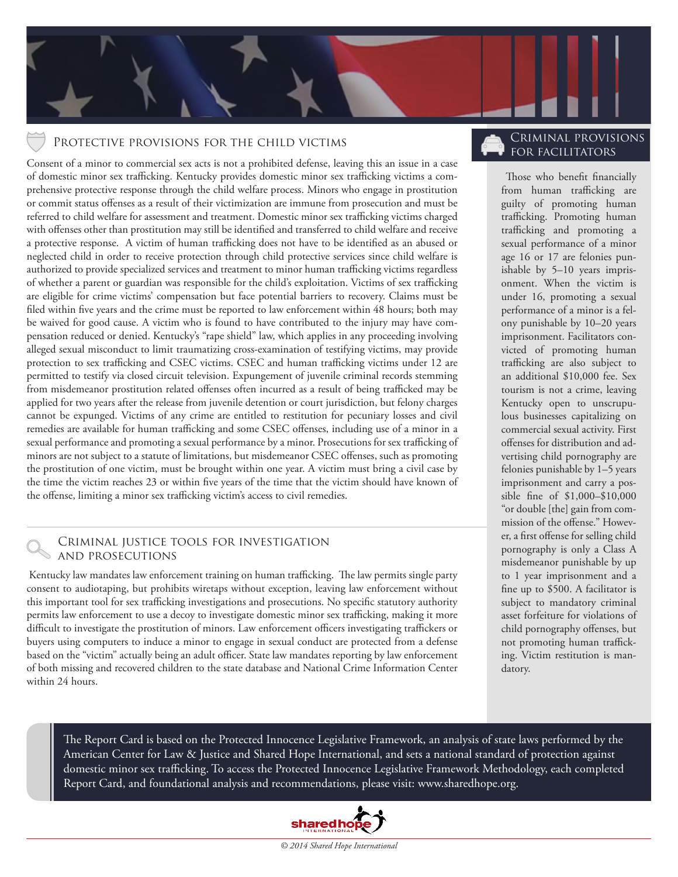## Protective provisions for the child victims

Consent of a minor to commercial sex acts is not a prohibited defense, leaving this an issue in a case of domestic minor sex trafficking. Kentucky provides domestic minor sex trafficking victims a comprehensive protective response through the child welfare process. Minors who engage in prostitution or commit status offenses as a result of their victimization are immune from prosecution and must be referred to child welfare for assessment and treatment. Domestic minor sex trafficking victims charged with offenses other than prostitution may still be identified and transferred to child welfare and receive a protective response. A victim of human trafficking does not have to be identified as an abused or neglected child in order to receive protection through child protective services since child welfare is authorized to provide specialized services and treatment to minor human trafficking victims regardless of whether a parent or guardian was responsible for the child's exploitation. Victims of sex trafficking are eligible for crime victims' compensation but face potential barriers to recovery. Claims must be filed within five years and the crime must be reported to law enforcement within 48 hours; both may be waived for good cause. A victim who is found to have contributed to the injury may have compensation reduced or denied. Kentucky's "rape shield" law, which applies in any proceeding involving alleged sexual misconduct to limit traumatizing cross-examination of testifying victims, may provide protection to sex trafficking and CSEC victims. CSEC and human trafficking victims under 12 are permitted to testify via closed circuit television. Expungement of juvenile criminal records stemming from misdemeanor prostitution related offenses often incurred as a result of being trafficked may be applied for two years after the release from juvenile detention or court jurisdiction, but felony charges cannot be expunged. Victims of any crime are entitled to restitution for pecuniary losses and civil remedies are available for human trafficking and some CSEC offenses, including use of a minor in a sexual performance and promoting a sexual performance by a minor. Prosecutions for sex trafficking of minors are not subject to a statute of limitations, but misdemeanor CSEC offenses, such as promoting the prostitution of one victim, must be brought within one year. A victim must bring a civil case by the time the victim reaches 23 or within five years of the time that the victim should have known of the offense, limiting a minor sex trafficking victim's access to civil remedies.

## Criminal justice tools for investigation and prosecutions

Kentucky law mandates law enforcement training on human trafficking. The law permits single party consent to audiotaping, but prohibits wiretaps without exception, leaving law enforcement without this important tool for sex trafficking investigations and prosecutions. No specific statutory authority permits law enforcement to use a decoy to investigate domestic minor sex trafficking, making it more difficult to investigate the prostitution of minors. Law enforcement officers investigating traffickers or buyers using computers to induce a minor to engage in sexual conduct are protected from a defense based on the "victim" actually being an adult officer. State law mandates reporting by law enforcement of both missing and recovered children to the state database and National Crime Information Center within 24 hours.

## Criminal provisions for facilitators

Those who benefit financially from human trafficking are guilty of promoting human trafficking. Promoting human trafficking and promoting a sexual performance of a minor age 16 or 17 are felonies punishable by 5–10 years imprisonment. When the victim is under 16, promoting a sexual performance of a minor is a felony punishable by 10–20 years imprisonment. Facilitators convicted of promoting human trafficking are also subject to an additional $10,000 fee. Sex tourism is not a crime, leaving Kentucky open to unscrupulous businesses capitalizing on commercial sexual activity. First offenses for distribution and advertising child pornography are felonies punishable by 1–5 years imprisonment and carry a possible fine of $1,000–$10,000 "or double [the] gain from commission of the offense." However, a first offense for selling child pornography is only a Class A misdemeanor punishable by up to 1 year imprisonment and a fine up to $500. A facilitator is subject to mandatory criminal asset forfeiture for violations of child pornography offenses, but not promoting human trafficking. Victim restitution is mandatory.

The Report Card is based on the Protected Innocence Legislative Framework, an analysis of state laws performed by the American Center for Law & Justice and Shared Hope International, and sets a national standard of protection against domestic minor sex trafficking. To access the Protected Innocence Legislative Framework Methodology, each completed Report Card, and foundational analysis and recommendations, please visit: www.sharedhope.org.

shared hope INTERNATIONAL

*© 2014 Shared Hope International*